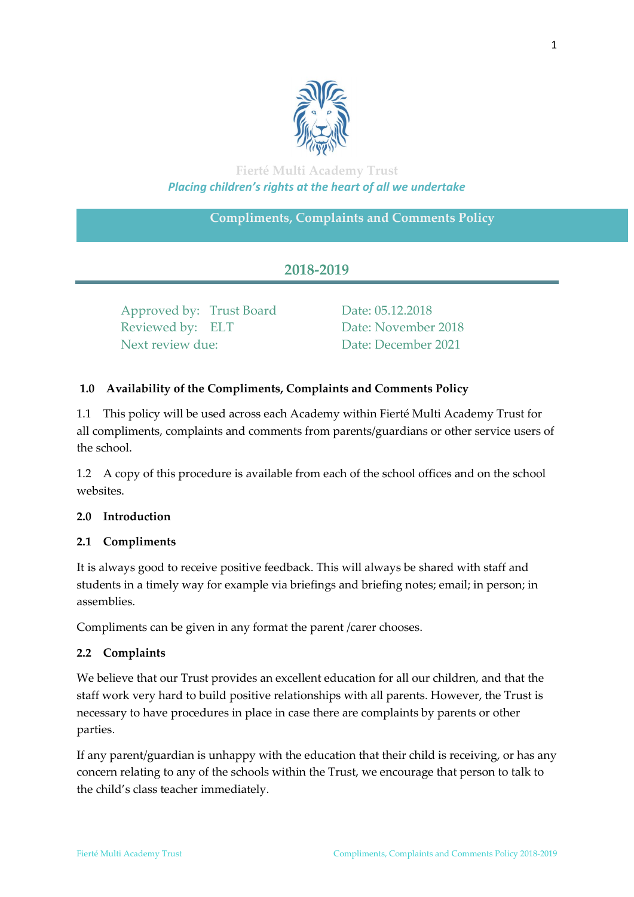Fierté Multi Academy Trust

*Placing children's rights at the heart of all we undertake*

# Compliments, Complaints and Comments Policy

## 2018-2019

| | | |
|---|---|---|
| Approved by: | Trust Board | Date: 05.12.2018 |
| Reviewed by: | ELT | Date: November 2018 |
| Next review due: | | Date: December 2021 |

## 1.0 Availability of the Compliments, Complaints and Comments Policy

1.1 This policy will be used across each Academy within Fierté Multi Academy Trust for all compliments, complaints and comments from parents/guardians or other service users of the school.

1.2 A copy of this procedure is available from each of the school offices and on the school websites.

## 2.0 Introduction

### 2.1 Compliments

It is always good to receive positive feedback. This will always be shared with staff and students in a timely way for example via briefings and briefing notes; email; in person; in assemblies.

Compliments can be given in any format the parent /carer chooses.

### 2.2 Complaints

We believe that our Trust provides an excellent education for all our children, and that the staff work very hard to build positive relationships with all parents. However, the Trust is necessary to have procedures in place in case there are complaints by parents or other parties.

If any parent/guardian is unhappy with the education that their child is receiving, or has any concern relating to any of the schools within the Trust, we encourage that person to talk to the child's class teacher immediately.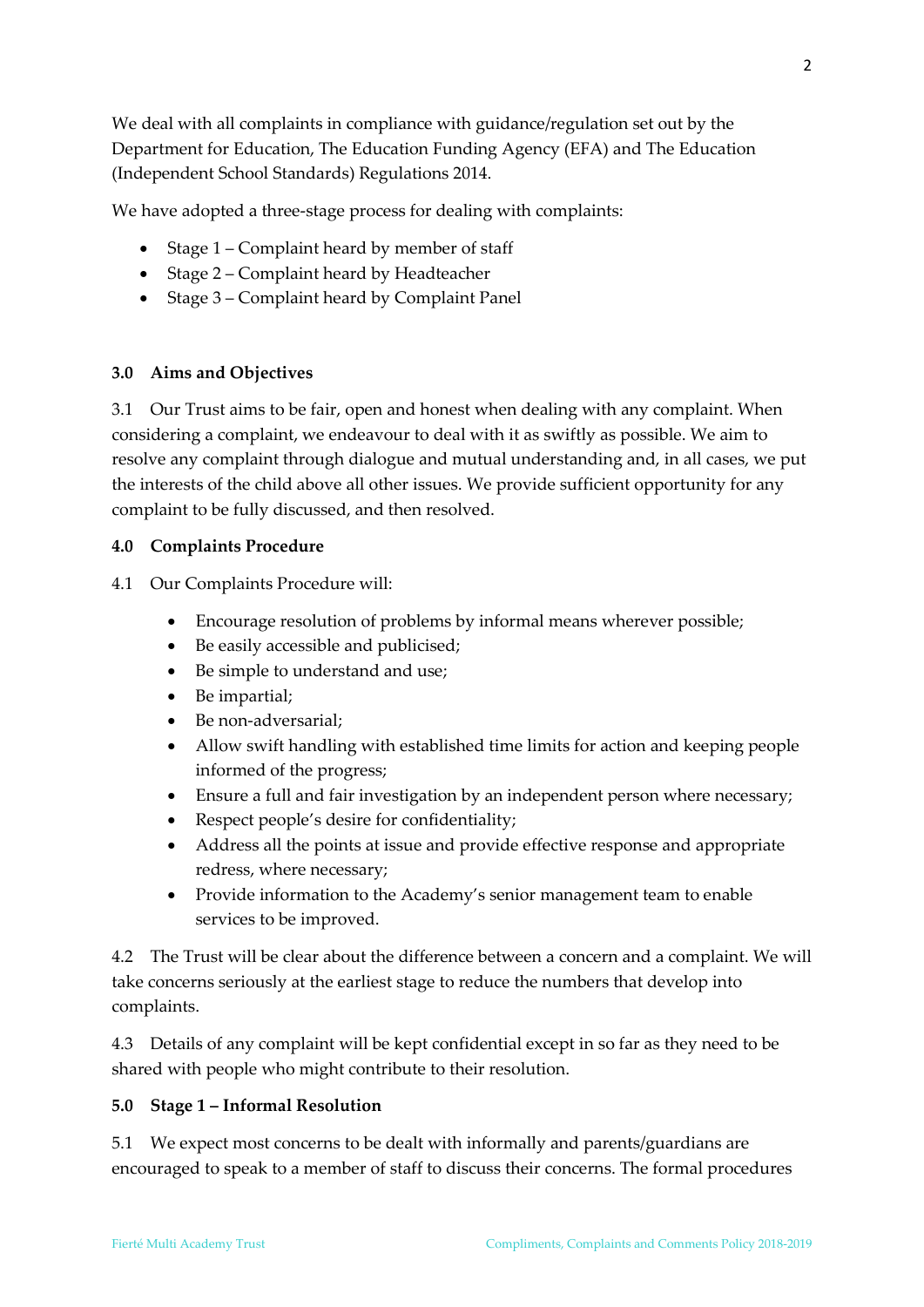We deal with all complaints in compliance with guidance/regulation set out by the Department for Education, The Education Funding Agency (EFA) and The Education (Independent School Standards) Regulations 2014.

We have adopted a three-stage process for dealing with complaints:

- Stage 1 – Complaint heard by member of staff
- Stage 2 – Complaint heard by Headteacher
- Stage 3 – Complaint heard by Complaint Panel

## 3.0 Aims and Objectives

3.1 Our Trust aims to be fair, open and honest when dealing with any complaint. When considering a complaint, we endeavour to deal with it as swiftly as possible. We aim to resolve any complaint through dialogue and mutual understanding and, in all cases, we put the interests of the child above all other issues. We provide sufficient opportunity for any complaint to be fully discussed, and then resolved.

## 4.0 Complaints Procedure

4.1 Our Complaints Procedure will:

- Encourage resolution of problems by informal means wherever possible;
- Be easily accessible and publicised;
- Be simple to understand and use;
- Be impartial;
- Be non-adversarial;
- Allow swift handling with established time limits for action and keeping people informed of the progress;
- Ensure a full and fair investigation by an independent person where necessary;
- Respect people's desire for confidentiality;
- Address all the points at issue and provide effective response and appropriate redress, where necessary;
- Provide information to the Academy's senior management team to enable services to be improved.

4.2 The Trust will be clear about the difference between a concern and a complaint. We will take concerns seriously at the earliest stage to reduce the numbers that develop into complaints.

4.3 Details of any complaint will be kept confidential except in so far as they need to be shared with people who might contribute to their resolution.

## 5.0 Stage 1 – Informal Resolution

5.1 We expect most concerns to be dealt with informally and parents/guardians are encouraged to speak to a member of staff to discuss their concerns. The formal procedures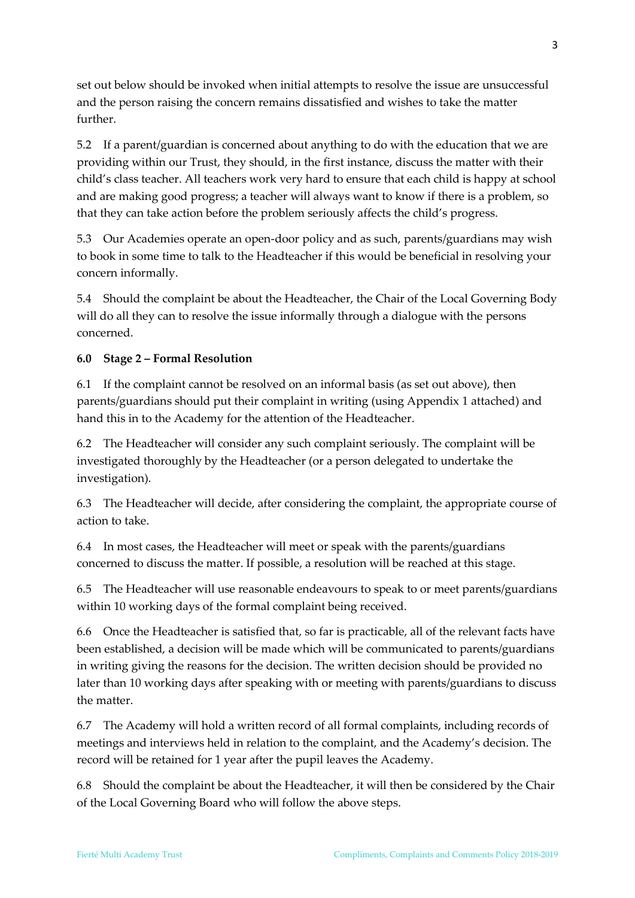set out below should be invoked when initial attempts to resolve the issue are unsuccessful and the person raising the concern remains dissatisfied and wishes to take the matter further.

5.2 If a parent/guardian is concerned about anything to do with the education that we are providing within our Trust, they should, in the first instance, discuss the matter with their child's class teacher. All teachers work very hard to ensure that each child is happy at school and are making good progress; a teacher will always want to know if there is a problem, so that they can take action before the problem seriously affects the child's progress.

5.3 Our Academies operate an open-door policy and as such, parents/guardians may wish to book in some time to talk to the Headteacher if this would be beneficial in resolving your concern informally.

5.4 Should the complaint be about the Headteacher, the Chair of the Local Governing Body will do all they can to resolve the issue informally through a dialogue with the persons concerned.

**6.0 Stage 2 – Formal Resolution**

6.1 If the complaint cannot be resolved on an informal basis (as set out above), then parents/guardians should put their complaint in writing (using Appendix 1 attached) and hand this in to the Academy for the attention of the Headteacher.

6.2 The Headteacher will consider any such complaint seriously. The complaint will be investigated thoroughly by the Headteacher (or a person delegated to undertake the investigation).

6.3 The Headteacher will decide, after considering the complaint, the appropriate course of action to take.

6.4 In most cases, the Headteacher will meet or speak with the parents/guardians concerned to discuss the matter. If possible, a resolution will be reached at this stage.

6.5 The Headteacher will use reasonable endeavours to speak to or meet parents/guardians within 10 working days of the formal complaint being received.

6.6 Once the Headteacher is satisfied that, so far is practicable, all of the relevant facts have been established, a decision will be made which will be communicated to parents/guardians in writing giving the reasons for the decision. The written decision should be provided no later than 10 working days after speaking with or meeting with parents/guardians to discuss the matter.

6.7 The Academy will hold a written record of all formal complaints, including records of meetings and interviews held in relation to the complaint, and the Academy's decision. The record will be retained for 1 year after the pupil leaves the Academy.

6.8 Should the complaint be about the Headteacher, it will then be considered by the Chair of the Local Governing Board who will follow the above steps.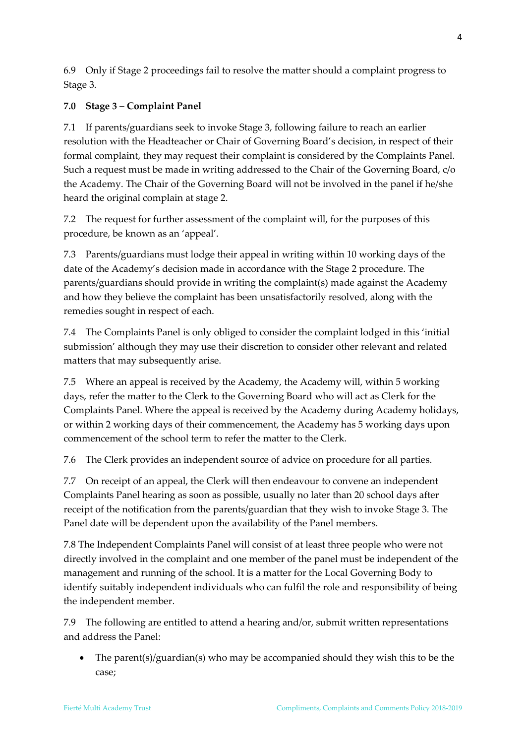6.9 Only if Stage 2 proceedings fail to resolve the matter should a complaint progress to Stage 3.

## 7.0 Stage 3 – Complaint Panel

7.1 If parents/guardians seek to invoke Stage 3, following failure to reach an earlier resolution with the Headteacher or Chair of Governing Board's decision, in respect of their formal complaint, they may request their complaint is considered by the Complaints Panel. Such a request must be made in writing addressed to the Chair of the Governing Board, c/o the Academy. The Chair of the Governing Board will not be involved in the panel if he/she heard the original complain at stage 2.

7.2 The request for further assessment of the complaint will, for the purposes of this procedure, be known as an 'appeal'.

7.3 Parents/guardians must lodge their appeal in writing within 10 working days of the date of the Academy's decision made in accordance with the Stage 2 procedure. The parents/guardians should provide in writing the complaint(s) made against the Academy and how they believe the complaint has been unsatisfactorily resolved, along with the remedies sought in respect of each.

7.4 The Complaints Panel is only obliged to consider the complaint lodged in this 'initial submission' although they may use their discretion to consider other relevant and related matters that may subsequently arise.

7.5 Where an appeal is received by the Academy, the Academy will, within 5 working days, refer the matter to the Clerk to the Governing Board who will act as Clerk for the Complaints Panel. Where the appeal is received by the Academy during Academy holidays, or within 2 working days of their commencement, the Academy has 5 working days upon commencement of the school term to refer the matter to the Clerk.

7.6 The Clerk provides an independent source of advice on procedure for all parties.

7.7 On receipt of an appeal, the Clerk will then endeavour to convene an independent Complaints Panel hearing as soon as possible, usually no later than 20 school days after receipt of the notification from the parents/guardian that they wish to invoke Stage 3. The Panel date will be dependent upon the availability of the Panel members.

7.8 The Independent Complaints Panel will consist of at least three people who were not directly involved in the complaint and one member of the panel must be independent of the management and running of the school. It is a matter for the Local Governing Body to identify suitably independent individuals who can fulfil the role and responsibility of being the independent member.

7.9 The following are entitled to attend a hearing and/or, submit written representations and address the Panel:

- The parent(s)/guardian(s) who may be accompanied should they wish this to be the case;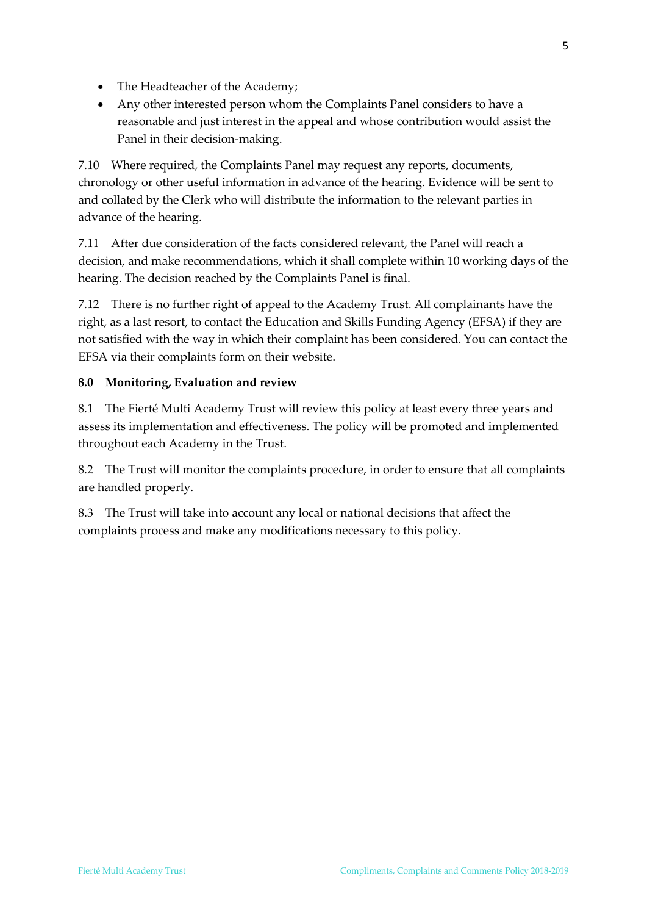- The Headteacher of the Academy;
- Any other interested person whom the Complaints Panel considers to have a reasonable and just interest in the appeal and whose contribution would assist the Panel in their decision-making.

7.10 Where required, the Complaints Panel may request any reports, documents, chronology or other useful information in advance of the hearing. Evidence will be sent to and collated by the Clerk who will distribute the information to the relevant parties in advance of the hearing.

7.11 After due consideration of the facts considered relevant, the Panel will reach a decision, and make recommendations, which it shall complete within 10 working days of the hearing. The decision reached by the Complaints Panel is final.

7.12 There is no further right of appeal to the Academy Trust. All complainants have the right, as a last resort, to contact the Education and Skills Funding Agency (EFSA) if they are not satisfied with the way in which their complaint has been considered. You can contact the EFSA via their complaints form on their website.

**8.0 Monitoring, Evaluation and review**

8.1 The Fierté Multi Academy Trust will review this policy at least every three years and assess its implementation and effectiveness. The policy will be promoted and implemented throughout each Academy in the Trust.

8.2 The Trust will monitor the complaints procedure, in order to ensure that all complaints are handled properly.

8.3 The Trust will take into account any local or national decisions that affect the complaints process and make any modifications necessary to this policy.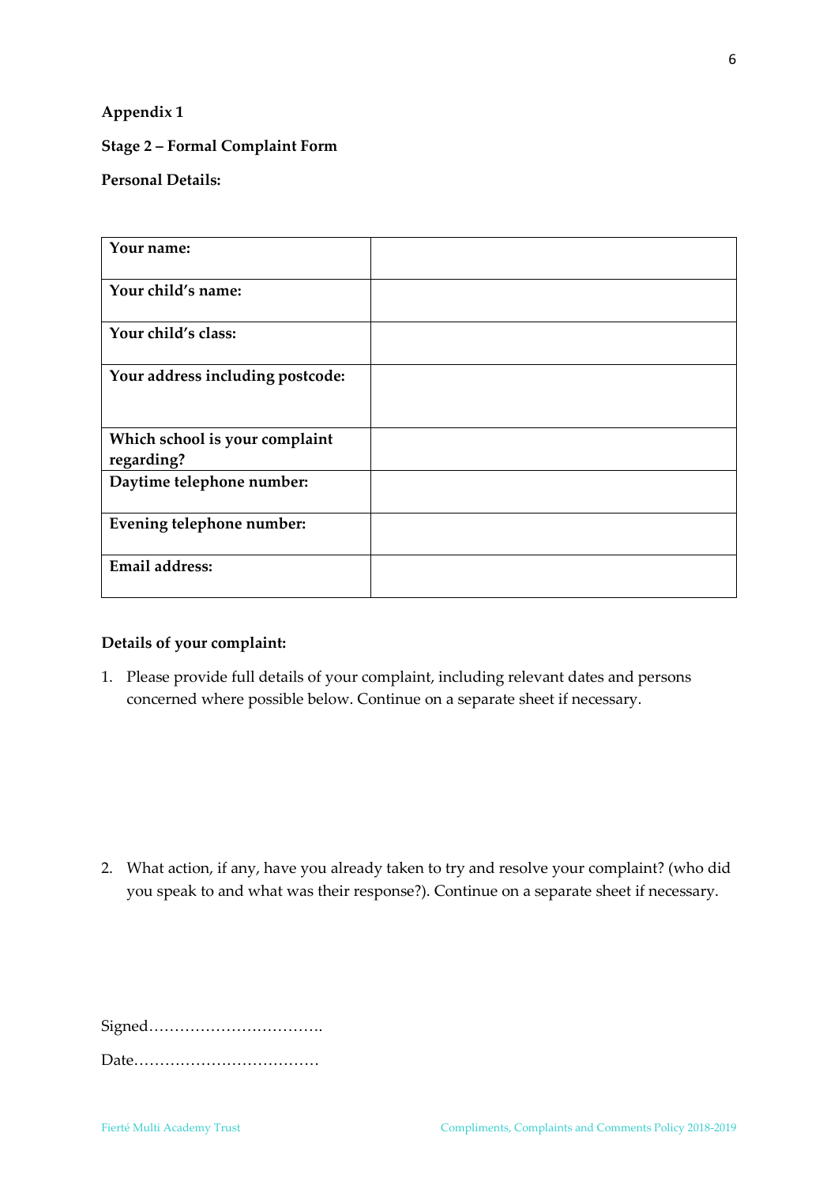**Appendix 1**

**Stage 2 – Formal Complaint Form**

**Personal Details:**

| | |
|---|---|
| **Your name:** | |
| **Your child's name:** | |
| **Your child's class:** | |
| **Your address including postcode:** | |
| **Which school is your complaint regarding?** | |
| **Daytime telephone number:** | |
| **Evening telephone number:** | |
| **Email address:** | |

**Details of your complaint:**

1. Please provide full details of your complaint, including relevant dates and persons concerned where possible below. Continue on a separate sheet if necessary.

2. What action, if any, have you already taken to try and resolve your complaint? (who did you speak to and what was their response?). Continue on a separate sheet if necessary.

Signed…………………………….

Date………………………………